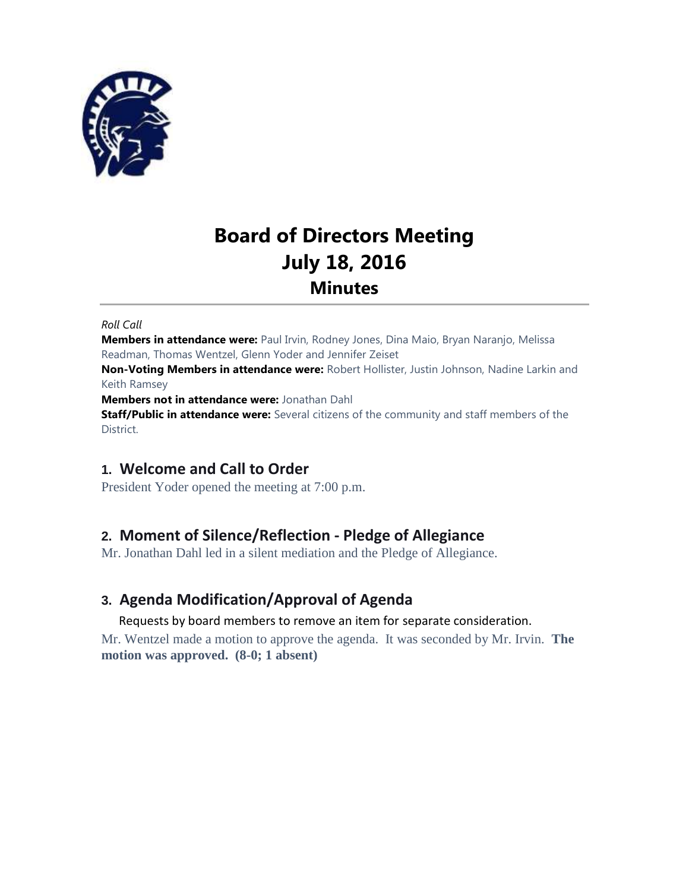# Board of Directors Meeting
# July 18, 2016
## Minutes

*Roll Call*
**Members in attendance were:** Paul Irvin, Rodney Jones, Dina Maio, Bryan Naranjo, Melissa Readman, Thomas Wentzel, Glenn Yoder and Jennifer Zeiset
**Non-Voting Members in attendance were:** Robert Hollister, Justin Johnson, Nadine Larkin and Keith Ramsey
**Members not in attendance were:** Jonathan Dahl
**Staff/Public in attendance were:** Several citizens of the community and staff members of the District.

## 1. Welcome and Call to Order

President Yoder opened the meeting at 7:00 p.m.

## 2. Moment of Silence/Reflection - Pledge of Allegiance

Mr. Jonathan Dahl led in a silent mediation and the Pledge of Allegiance.

## 3. Agenda Modification/Approval of Agenda

Requests by board members to remove an item for separate consideration.

Mr. Wentzel made a motion to approve the agenda. It was seconded by Mr. Irvin. **The motion was approved. (8-0; 1 absent)**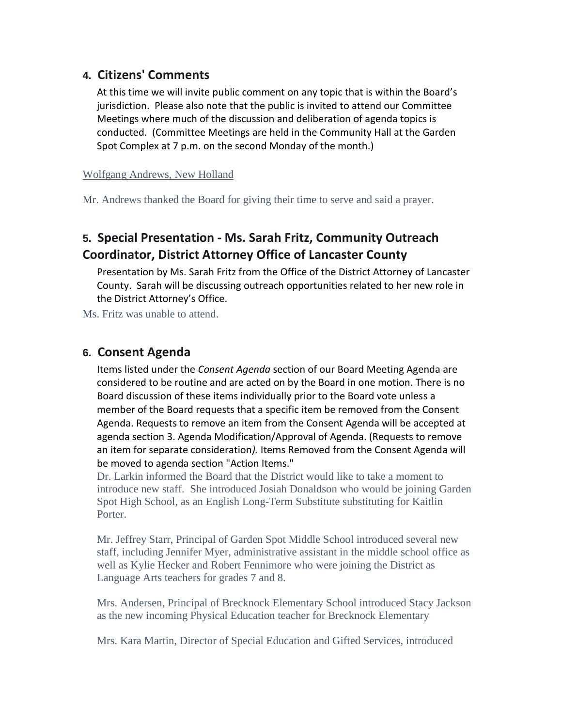## 4. Citizens' Comments

At this time we will invite public comment on any topic that is within the Board's jurisdiction. Please also note that the public is invited to attend our Committee Meetings where much of the discussion and deliberation of agenda topics is conducted. (Committee Meetings are held in the Community Hall at the Garden Spot Complex at 7 p.m. on the second Monday of the month.)

Wolfgang Andrews, New Holland

Mr. Andrews thanked the Board for giving their time to serve and said a prayer.

## 5. Special Presentation - Ms. Sarah Fritz, Community Outreach Coordinator, District Attorney Office of Lancaster County

Presentation by Ms. Sarah Fritz from the Office of the District Attorney of Lancaster County. Sarah will be discussing outreach opportunities related to her new role in the District Attorney's Office.

Ms. Fritz was unable to attend.

## 6. Consent Agenda

Items listed under the *Consent Agenda* section of our Board Meeting Agenda are considered to be routine and are acted on by the Board in one motion. There is no Board discussion of these items individually prior to the Board vote unless a member of the Board requests that a specific item be removed from the Consent Agenda. Requests to remove an item from the Consent Agenda will be accepted at agenda section 3. Agenda Modification/Approval of Agenda. (Requests to remove an item for separate consideration*).* Items Removed from the Consent Agenda will be moved to agenda section "Action Items."

Dr. Larkin informed the Board that the District would like to take a moment to introduce new staff. She introduced Josiah Donaldson who would be joining Garden Spot High School, as an English Long-Term Substitute substituting for Kaitlin Porter.

Mr. Jeffrey Starr, Principal of Garden Spot Middle School introduced several new staff, including Jennifer Myer, administrative assistant in the middle school office as well as Kylie Hecker and Robert Fennimore who were joining the District as Language Arts teachers for grades 7 and 8.

Mrs. Andersen, Principal of Brecknock Elementary School introduced Stacy Jackson as the new incoming Physical Education teacher for Brecknock Elementary

Mrs. Kara Martin, Director of Special Education and Gifted Services, introduced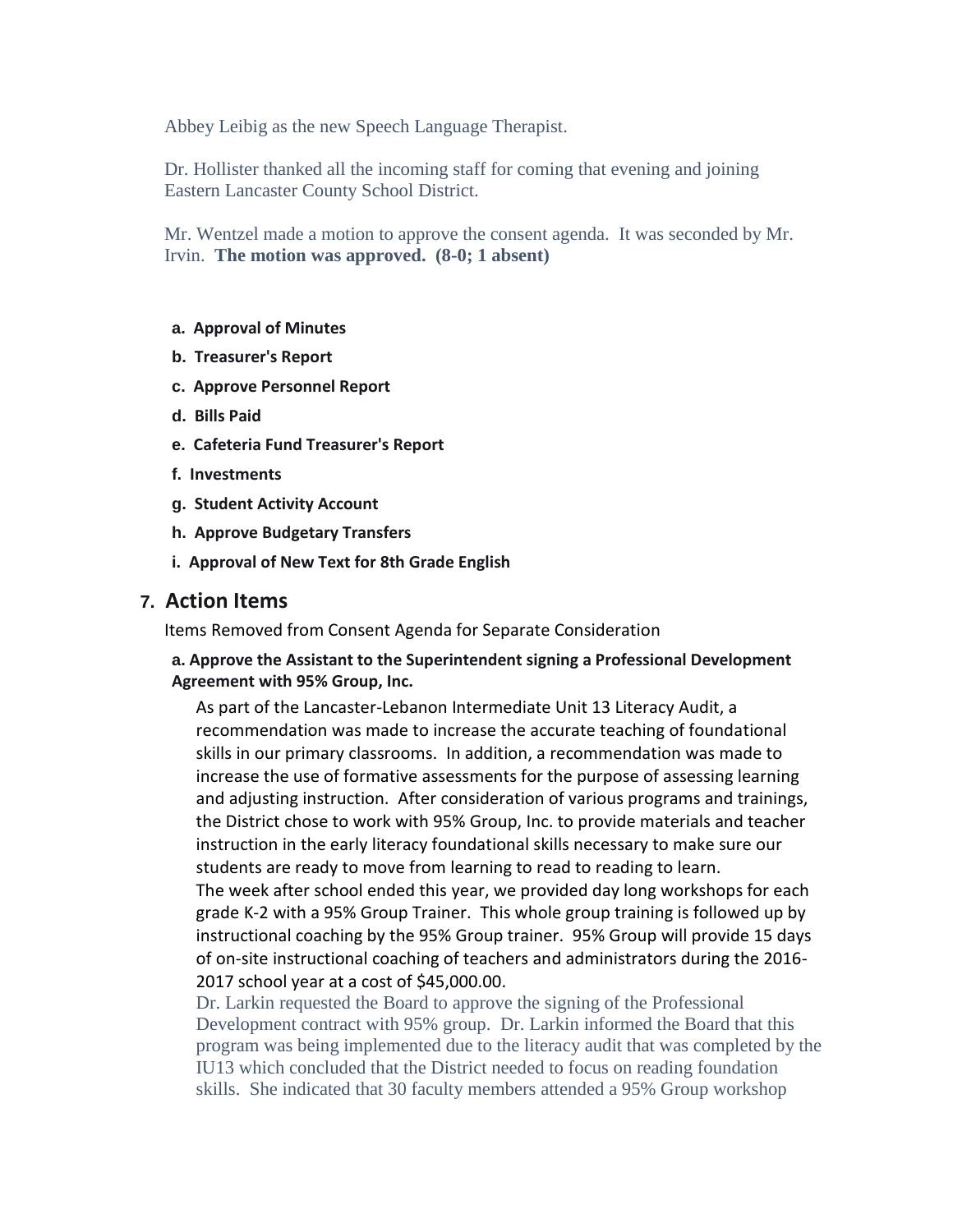Abbey Leibig as the new Speech Language Therapist.

Dr. Hollister thanked all the incoming staff for coming that evening and joining Eastern Lancaster County School District.

Mr. Wentzel made a motion to approve the consent agenda. It was seconded by Mr. Irvin. **The motion was approved. (8-0; 1 absent)**

- **a. Approval of Minutes**
- **b. Treasurer's Report**
- **c. Approve Personnel Report**
- **d. Bills Paid**
- **e. Cafeteria Fund Treasurer's Report**
- **f. Investments**
- **g. Student Activity Account**
- **h. Approve Budgetary Transfers**
- **i. Approval of New Text for 8th Grade English**

## 7. Action Items

Items Removed from Consent Agenda for Separate Consideration

### a. Approve the Assistant to the Superintendent signing a Professional Development Agreement with 95% Group, Inc.

As part of the Lancaster-Lebanon Intermediate Unit 13 Literacy Audit, a recommendation was made to increase the accurate teaching of foundational skills in our primary classrooms. In addition, a recommendation was made to increase the use of formative assessments for the purpose of assessing learning and adjusting instruction. After consideration of various programs and trainings, the District chose to work with 95% Group, Inc. to provide materials and teacher instruction in the early literacy foundational skills necessary to make sure our students are ready to move from learning to read to reading to learn.
The week after school ended this year, we provided day long workshops for each grade K-2 with a 95% Group Trainer. This whole group training is followed up by instructional coaching by the 95% Group trainer. 95% Group will provide 15 days of on-site instructional coaching of teachers and administrators during the 2016-2017 school year at a cost of $45,000.00.

Dr. Larkin requested the Board to approve the signing of the Professional Development contract with 95% group. Dr. Larkin informed the Board that this program was being implemented due to the literacy audit that was completed by the IU13 which concluded that the District needed to focus on reading foundation skills. She indicated that 30 faculty members attended a 95% Group workshop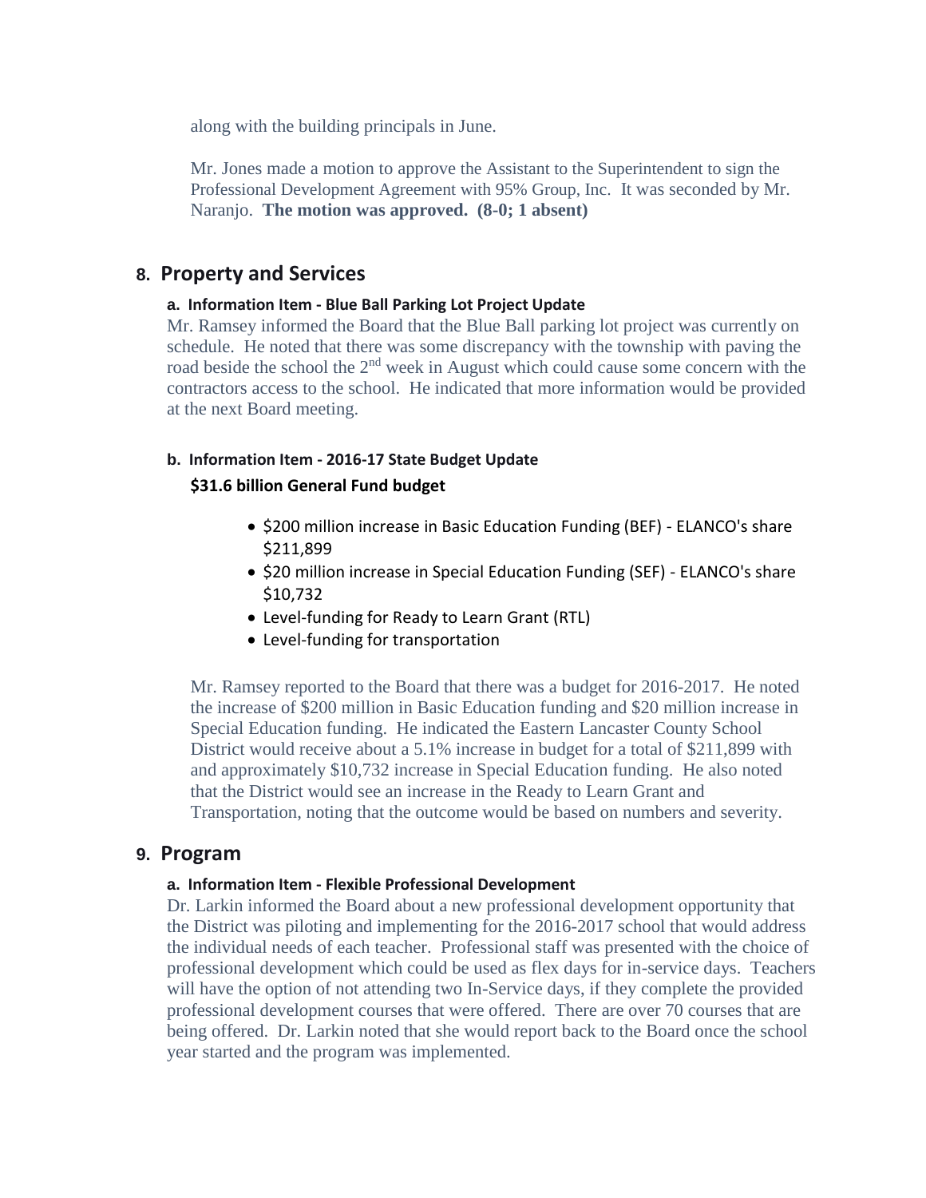along with the building principals in June.

Mr. Jones made a motion to approve the Assistant to the Superintendent to sign the Professional Development Agreement with 95% Group, Inc. It was seconded by Mr. Naranjo. **The motion was approved. (8-0; 1 absent)**

## 8. Property and Services

### a. Information Item - Blue Ball Parking Lot Project Update

Mr. Ramsey informed the Board that the Blue Ball parking lot project was currently on schedule. He noted that there was some discrepancy with the township with paving the road beside the school the 2nd week in August which could cause some concern with the contractors access to the school. He indicated that more information would be provided at the next Board meeting.

### b. Information Item - 2016-17 State Budget Update

**$31.6 billion General Fund budget**

- $200 million increase in Basic Education Funding (BEF) - ELANCO's share $211,899
- $20 million increase in Special Education Funding (SEF) - ELANCO's share $10,732
- Level-funding for Ready to Learn Grant (RTL)
- Level-funding for transportation

Mr. Ramsey reported to the Board that there was a budget for 2016-2017. He noted the increase of $200 million in Basic Education funding and $20 million increase in Special Education funding. He indicated the Eastern Lancaster County School District would receive about a 5.1% increase in budget for a total of $211,899 with and approximately $10,732 increase in Special Education funding. He also noted that the District would see an increase in the Ready to Learn Grant and Transportation, noting that the outcome would be based on numbers and severity.

## 9. Program

### a. Information Item - Flexible Professional Development

Dr. Larkin informed the Board about a new professional development opportunity that the District was piloting and implementing for the 2016-2017 school that would address the individual needs of each teacher. Professional staff was presented with the choice of professional development which could be used as flex days for in-service days. Teachers will have the option of not attending two In-Service days, if they complete the provided professional development courses that were offered. There are over 70 courses that are being offered. Dr. Larkin noted that she would report back to the Board once the school year started and the program was implemented.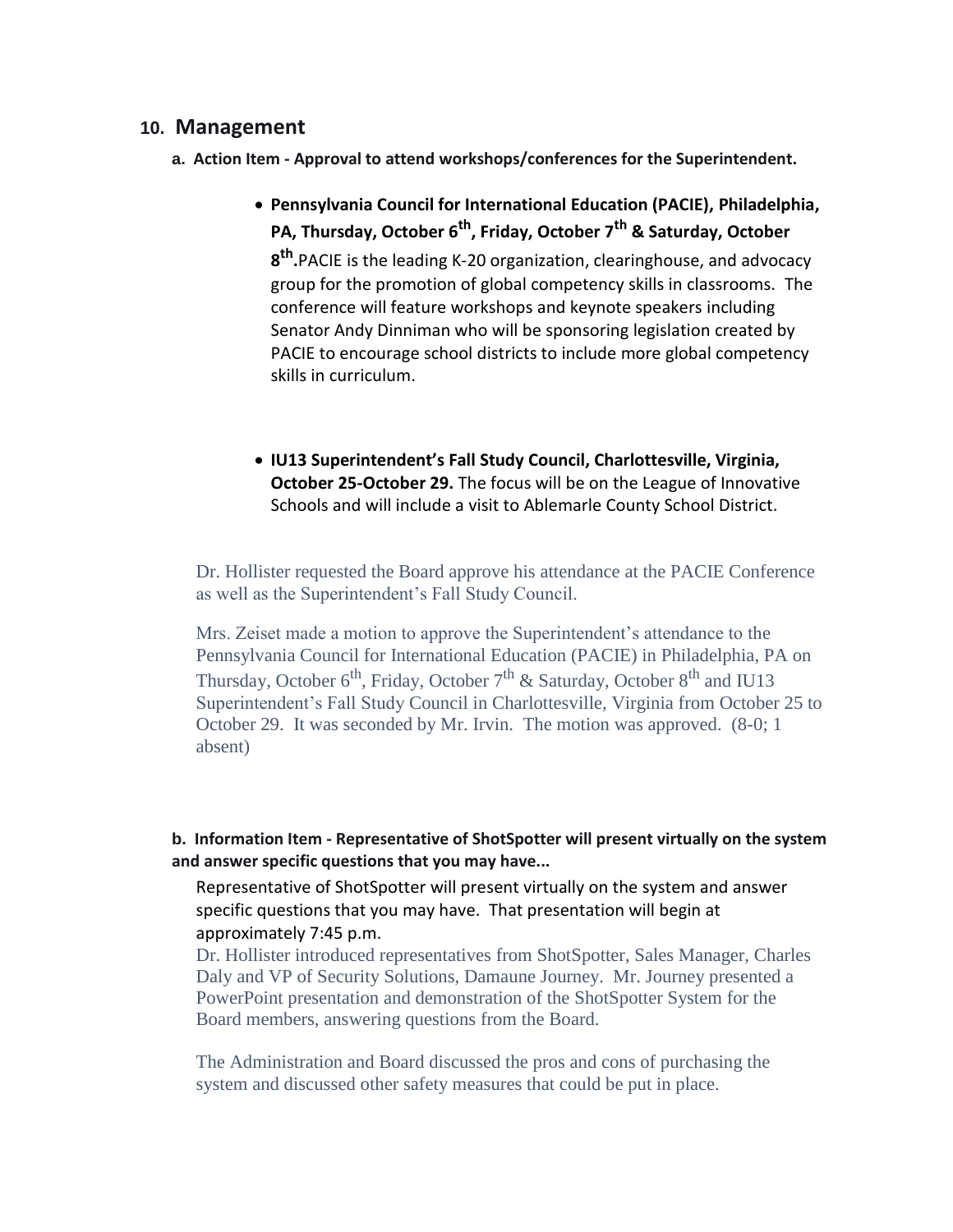## 10. Management

**a. Action Item - Approval to attend workshops/conferences for the Superintendent.**

- **Pennsylvania Council for International Education (PACIE), Philadelphia, PA, Thursday, October 6th, Friday, October 7th & Saturday, October 8th.** PACIE is the leading K-20 organization, clearinghouse, and advocacy group for the promotion of global competency skills in classrooms. The conference will feature workshops and keynote speakers including Senator Andy Dinniman who will be sponsoring legislation created by PACIE to encourage school districts to include more global competency skills in curriculum.

- **IU13 Superintendent's Fall Study Council, Charlottesville, Virginia, October 25-October 29.** The focus will be on the League of Innovative Schools and will include a visit to Ablemarle County School District.

Dr. Hollister requested the Board approve his attendance at the PACIE Conference as well as the Superintendent's Fall Study Council.

Mrs. Zeiset made a motion to approve the Superintendent's attendance to the Pennsylvania Council for International Education (PACIE) in Philadelphia, PA on Thursday, October 6th, Friday, October 7th & Saturday, October 8th and IU13 Superintendent's Fall Study Council in Charlottesville, Virginia from October 25 to October 29. It was seconded by Mr. Irvin. The motion was approved. (8-0; 1 absent)

**b. Information Item - Representative of ShotSpotter will present virtually on the system and answer specific questions that you may have...**

Representative of ShotSpotter will present virtually on the system and answer specific questions that you may have. That presentation will begin at approximately 7:45 p.m.

Dr. Hollister introduced representatives from ShotSpotter, Sales Manager, Charles Daly and VP of Security Solutions, Damaune Journey. Mr. Journey presented a PowerPoint presentation and demonstration of the ShotSpotter System for the Board members, answering questions from the Board.

The Administration and Board discussed the pros and cons of purchasing the system and discussed other safety measures that could be put in place.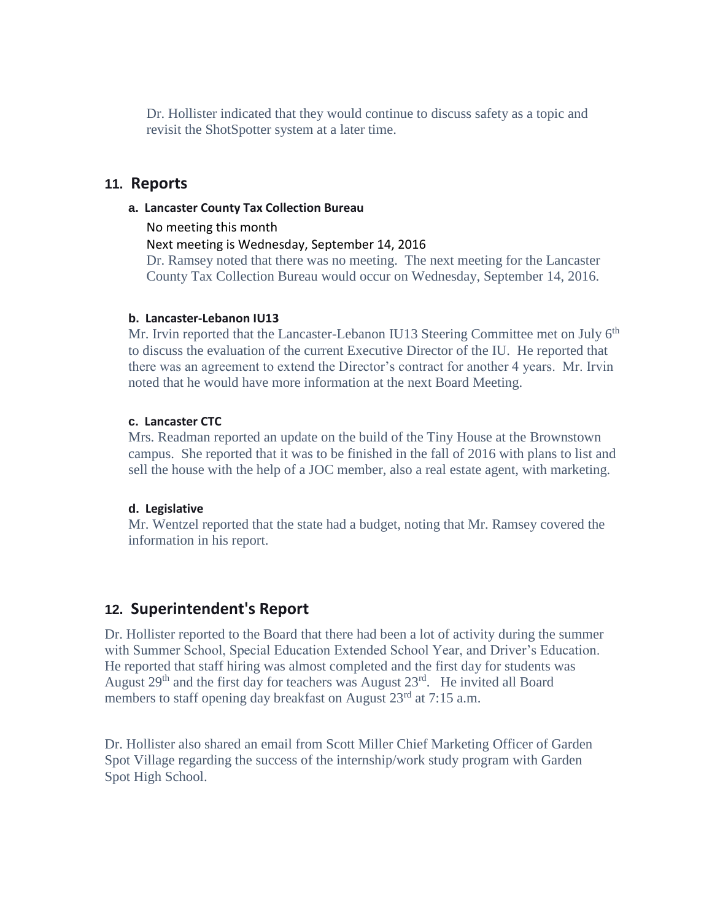Dr. Hollister indicated that they would continue to discuss safety as a topic and revisit the ShotSpotter system at a later time.

## 11. Reports

### a. Lancaster County Tax Collection Bureau

No meeting this month

Next meeting is Wednesday, September 14, 2016

Dr. Ramsey noted that there was no meeting. The next meeting for the Lancaster County Tax Collection Bureau would occur on Wednesday, September 14, 2016.

### b. Lancaster-Lebanon IU13

Mr. Irvin reported that the Lancaster-Lebanon IU13 Steering Committee met on July 6th to discuss the evaluation of the current Executive Director of the IU. He reported that there was an agreement to extend the Director's contract for another 4 years. Mr. Irvin noted that he would have more information at the next Board Meeting.

### c. Lancaster CTC

Mrs. Readman reported an update on the build of the Tiny House at the Brownstown campus. She reported that it was to be finished in the fall of 2016 with plans to list and sell the house with the help of a JOC member, also a real estate agent, with marketing.

### d. Legislative

Mr. Wentzel reported that the state had a budget, noting that Mr. Ramsey covered the information in his report.

## 12. Superintendent's Report

Dr. Hollister reported to the Board that there had been a lot of activity during the summer with Summer School, Special Education Extended School Year, and Driver's Education. He reported that staff hiring was almost completed and the first day for students was August 29th and the first day for teachers was August 23rd. He invited all Board members to staff opening day breakfast on August 23rd at 7:15 a.m.

Dr. Hollister also shared an email from Scott Miller Chief Marketing Officer of Garden Spot Village regarding the success of the internship/work study program with Garden Spot High School.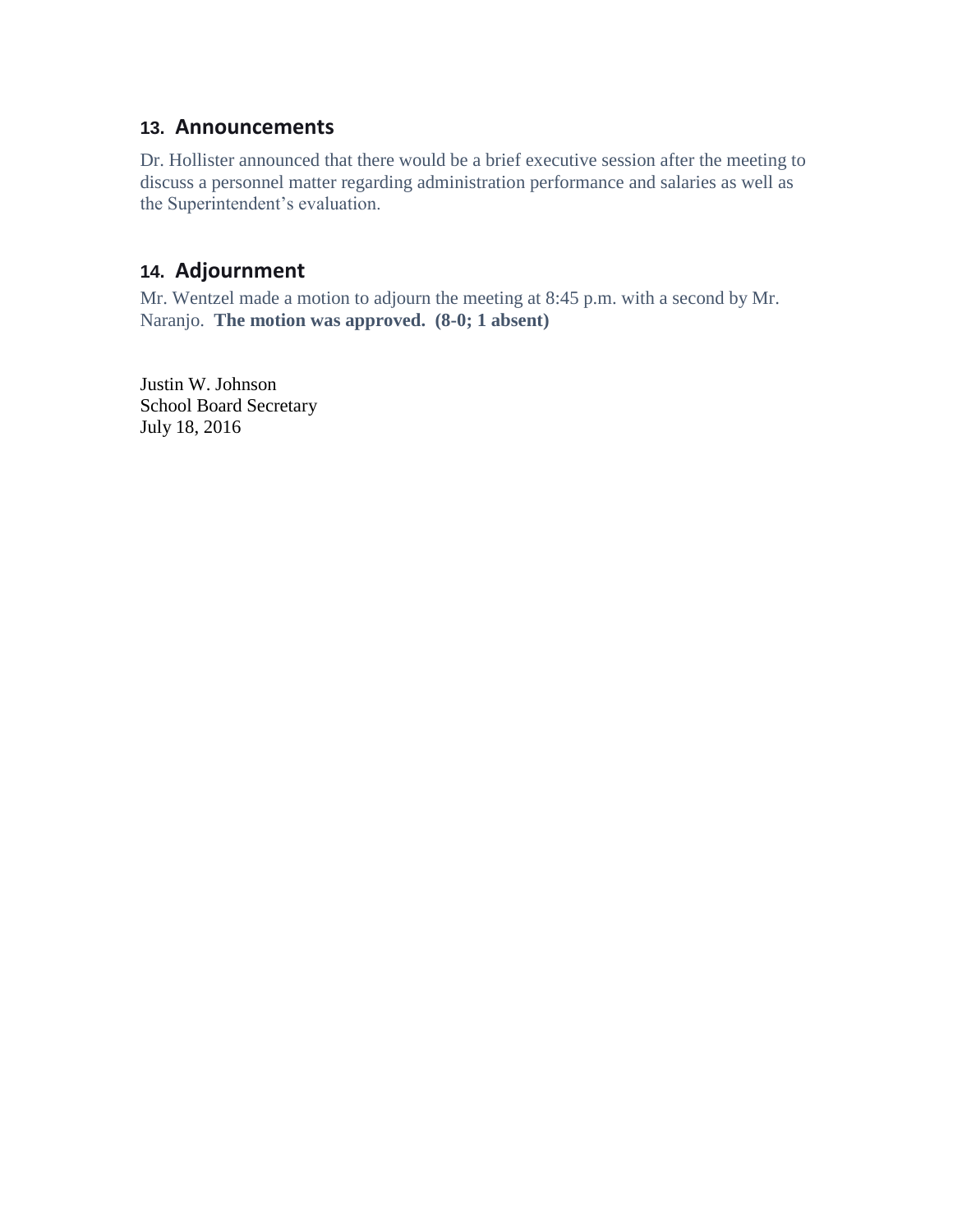## 13. Announcements

Dr. Hollister announced that there would be a brief executive session after the meeting to discuss a personnel matter regarding administration performance and salaries as well as the Superintendent's evaluation.

## 14. Adjournment

Mr. Wentzel made a motion to adjourn the meeting at 8:45 p.m. with a second by Mr. Naranjo. **The motion was approved. (8-0; 1 absent)**

Justin W. Johnson
School Board Secretary
July 18, 2016